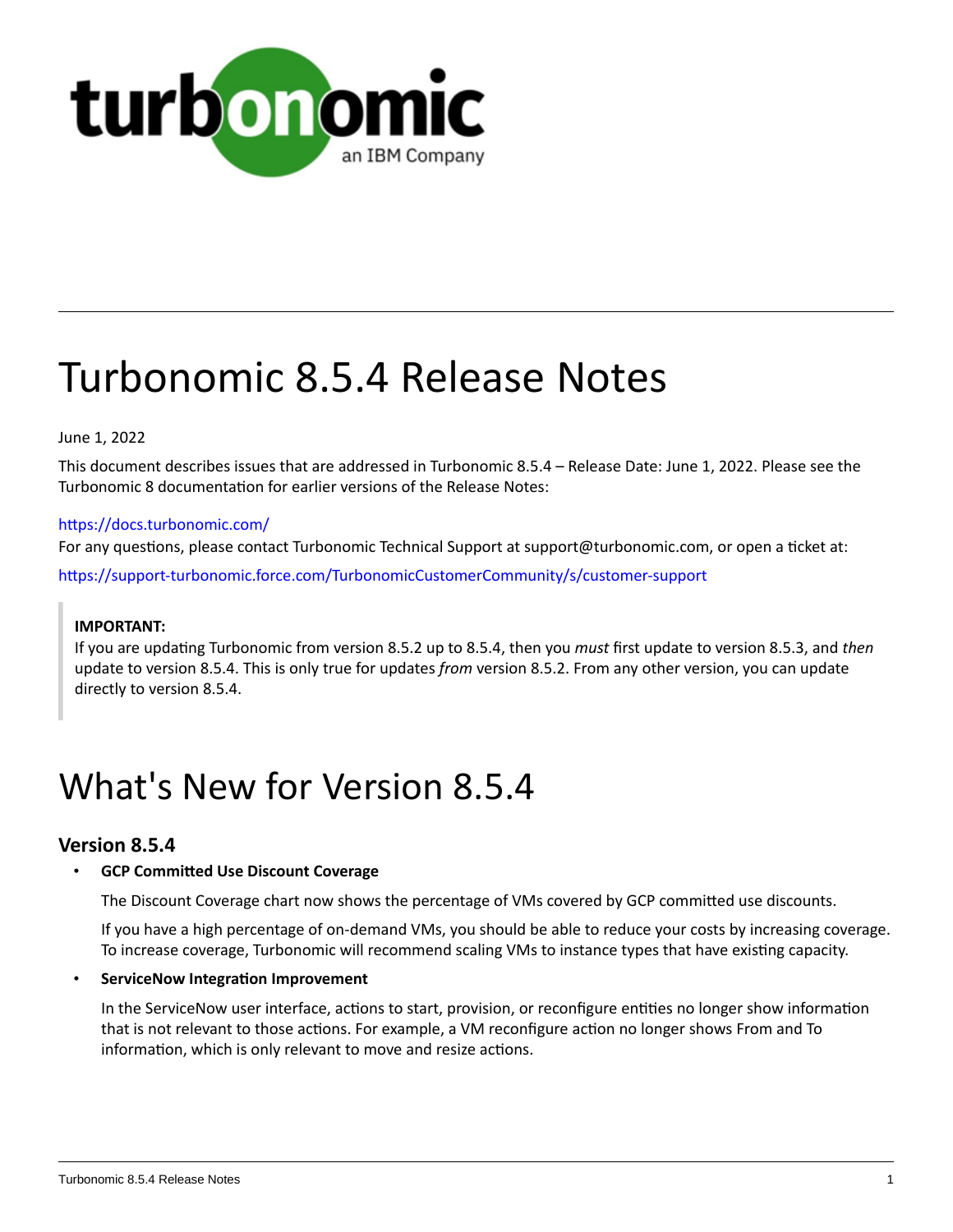# Turbonomic 8.5.4 Release Notes

June 1, 2022

This document describes issues that are addressed in Turbonomic 8.5.4 – Release Date: June 1, 2022. Please see the Turbonomic 8 documentation for earlier versions of the Release Notes:

https://docs.turbonomic.com/

For any questions, please contact Turbonomic Technical Support at support@turbonomic.com, or open a ticket at:

https://support-turbonomic.force.com/TurbonomicCustomerCommunity/s/customer-support

> **IMPORTANT:**
> If you are updating Turbonomic from version 8.5.2 up to 8.5.4, then you *must* first update to version 8.5.3, and *then* update to version 8.5.4. This is only true for updates *from* version 8.5.2. From any other version, you can update directly to version 8.5.4.

# What's New for Version 8.5.4

## Version 8.5.4

- **GCP Committed Use Discount Coverage**

  The Discount Coverage chart now shows the percentage of VMs covered by GCP committed use discounts.

  If you have a high percentage of on-demand VMs, you should be able to reduce your costs by increasing coverage. To increase coverage, Turbonomic will recommend scaling VMs to instance types that have existing capacity.

- **ServiceNow Integration Improvement**

  In the ServiceNow user interface, actions to start, provision, or reconfigure entities no longer show information that is not relevant to those actions. For example, a VM reconfigure action no longer shows From and To information, which is only relevant to move and resize actions.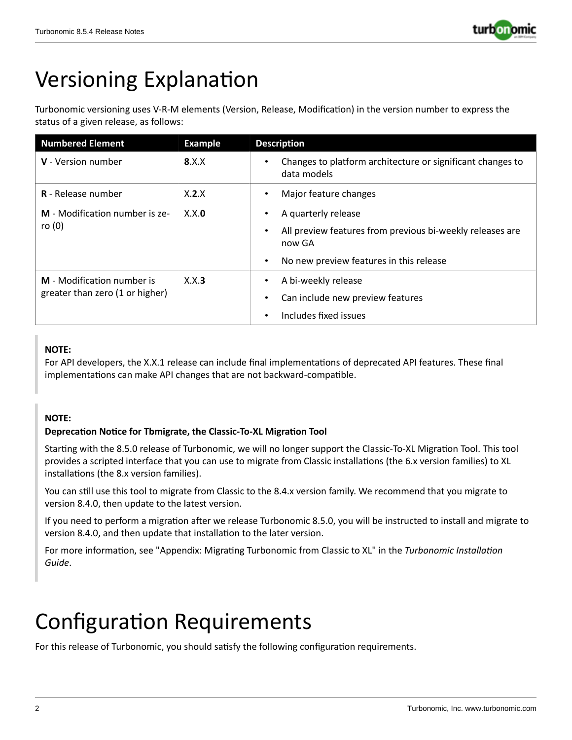# Versioning Explanation

Turbonomic versioning uses V-R-M elements (Version, Release, Modification) in the version number to express the status of a given release, as follows:

| Numbered Element | Example | Description |
| --- | --- | --- |
| **V** - Version number | **8**.X.X | • Changes to platform architecture or significant changes to data models |
| **R** - Release number | X.**2**.X | • Major feature changes |
| **M** - Modification number is zero (0) | X.X.**0** | • A quarterly release<br>• All preview features from previous bi-weekly releases are now GA<br>• No new preview features in this release |
| **M** - Modification number is greater than zero (1 or higher) | X.X.**3** | • A bi-weekly release<br>• Can include new preview features<br>• Includes fixed issues |

> **NOTE:**
> For API developers, the X.X.1 release can include final implementations of deprecated API features. These final implementations can make API changes that are not backward-compatible.

> **NOTE:**
> **Deprecation Notice for Tbmigrate, the Classic-To-XL Migration Tool**
>
> Starting with the 8.5.0 release of Turbonomic, we will no longer support the Classic-To-XL Migration Tool. This tool provides a scripted interface that you can use to migrate from Classic installations (the 6.x version families) to XL installations (the 8.x version families).
>
> You can still use this tool to migrate from Classic to the 8.4.x version family. We recommend that you migrate to version 8.4.0, then update to the latest version.
>
> If you need to perform a migration after we release Turbonomic 8.5.0, you will be instructed to install and migrate to version 8.4.0, and then update that installation to the later version.
>
> For more information, see "Appendix: Migrating Turbonomic from Classic to XL" in the *Turbonomic Installation Guide*.

# Configuration Requirements

For this release of Turbonomic, you should satisfy the following configuration requirements.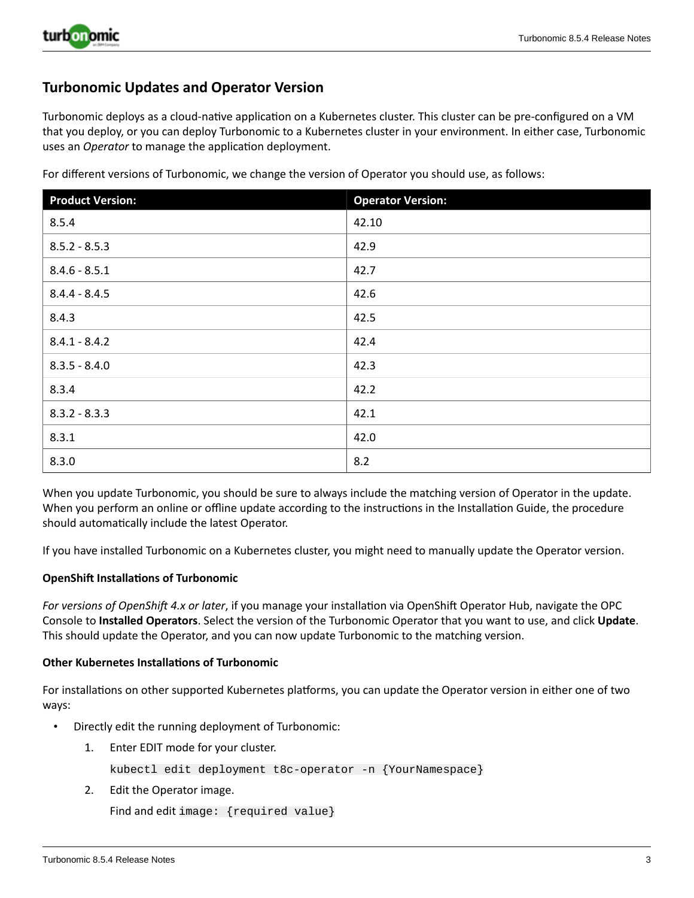## Turbonomic Updates and Operator Version

Turbonomic deploys as a cloud-native application on a Kubernetes cluster. This cluster can be pre-configured on a VM that you deploy, or you can deploy Turbonomic to a Kubernetes cluster in your environment. In either case, Turbonomic uses an *Operator* to manage the application deployment.

For different versions of Turbonomic, we change the version of Operator you should use, as follows:

| Product Version: | Operator Version: |
| --- | --- |
| 8.5.4 | 42.10 |
| 8.5.2 - 8.5.3 | 42.9 |
| 8.4.6 - 8.5.1 | 42.7 |
| 8.4.4 - 8.4.5 | 42.6 |
| 8.4.3 | 42.5 |
| 8.4.1 - 8.4.2 | 42.4 |
| 8.3.5 - 8.4.0 | 42.3 |
| 8.3.4 | 42.2 |
| 8.3.2 - 8.3.3 | 42.1 |
| 8.3.1 | 42.0 |
| 8.3.0 | 8.2 |

When you update Turbonomic, you should be sure to always include the matching version of Operator in the update. When you perform an online or offline update according to the instructions in the Installation Guide, the procedure should automatically include the latest Operator.

If you have installed Turbonomic on a Kubernetes cluster, you might need to manually update the Operator version.

**OpenShift Installations of Turbonomic**

*For versions of OpenShift 4.x or later*, if you manage your installation via OpenShift Operator Hub, navigate the OPC Console to **Installed Operators**. Select the version of the Turbonomic Operator that you want to use, and click **Update**. This should update the Operator, and you can now update Turbonomic to the matching version.

**Other Kubernetes Installations of Turbonomic**

For installations on other supported Kubernetes platforms, you can update the Operator version in either one of two ways:

- Directly edit the running deployment of Turbonomic:
  1. Enter EDIT mode for your cluster.

     `kubectl edit deployment t8c-operator -n {YourNamespace}`

  2. Edit the Operator image.

     Find and edit `image: {required value}`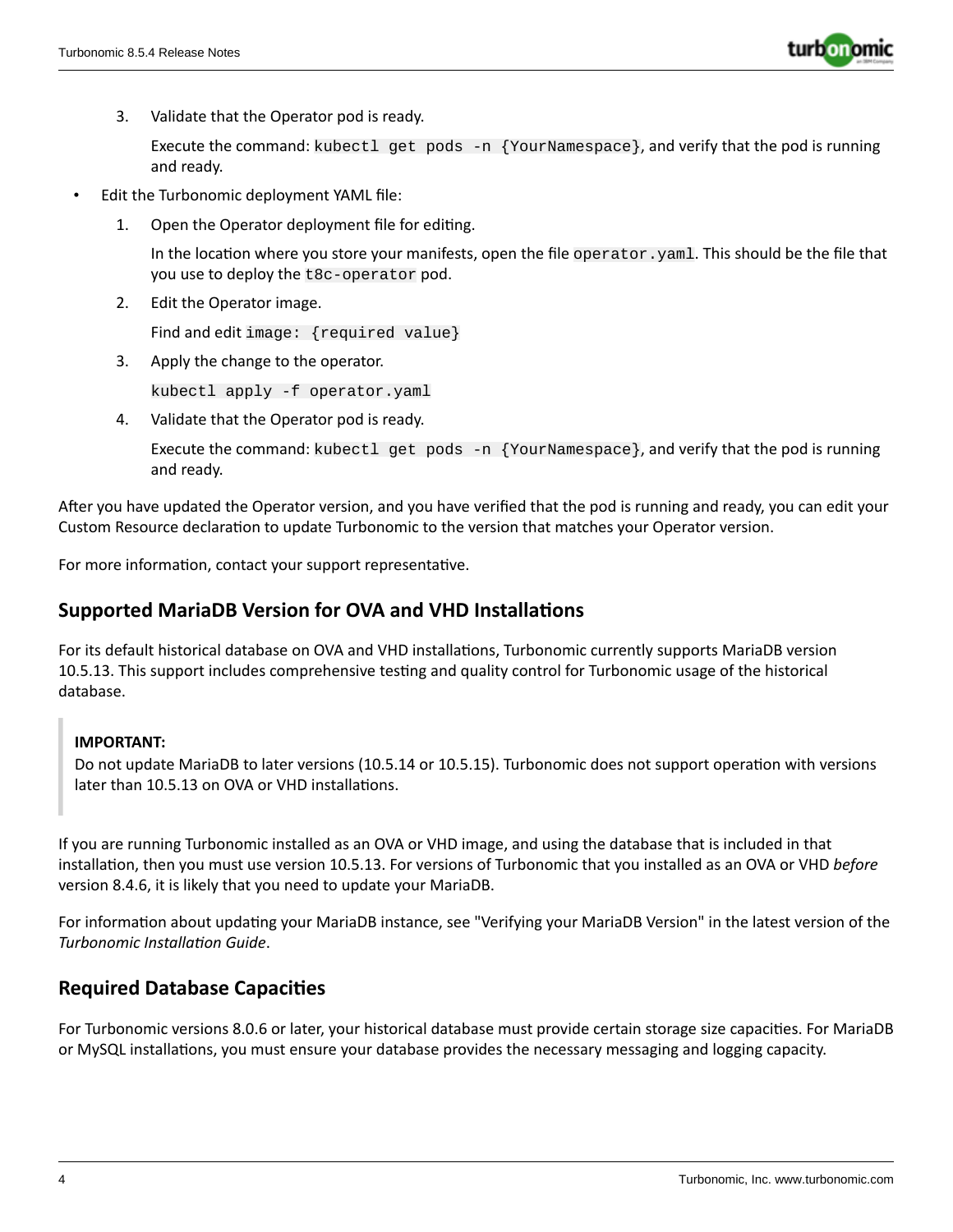3. Validate that the Operator pod is ready.

   Execute the command: `kubectl get pods -n {YourNamespace}`, and verify that the pod is running and ready.

- Edit the Turbonomic deployment YAML file:

  1. Open the Operator deployment file for editing.

     In the location where you store your manifests, open the file `operator.yaml`. This should be the file that you use to deploy the `t8c-operator` pod.

  2. Edit the Operator image.

     Find and edit `image: {required value}`

  3. Apply the change to the operator.

     `kubectl apply -f operator.yaml`

  4. Validate that the Operator pod is ready.

     Execute the command: `kubectl get pods -n {YourNamespace}`, and verify that the pod is running and ready.

After you have updated the Operator version, and you have verified that the pod is running and ready, you can edit your Custom Resource declaration to update Turbonomic to the version that matches your Operator version.

For more information, contact your support representative.

## Supported MariaDB Version for OVA and VHD Installations

For its default historical database on OVA and VHD installations, Turbonomic currently supports MariaDB version 10.5.13. This support includes comprehensive testing and quality control for Turbonomic usage of the historical database.

> **IMPORTANT:**
> Do not update MariaDB to later versions (10.5.14 or 10.5.15). Turbonomic does not support operation with versions later than 10.5.13 on OVA or VHD installations.

If you are running Turbonomic installed as an OVA or VHD image, and using the database that is included in that installation, then you must use version 10.5.13. For versions of Turbonomic that you installed as an OVA or VHD *before* version 8.4.6, it is likely that you need to update your MariaDB.

For information about updating your MariaDB instance, see "Verifying your MariaDB Version" in the latest version of the *Turbonomic Installation Guide*.

## Required Database Capacities

For Turbonomic versions 8.0.6 or later, your historical database must provide certain storage size capacities. For MariaDB or MySQL installations, you must ensure your database provides the necessary messaging and logging capacity.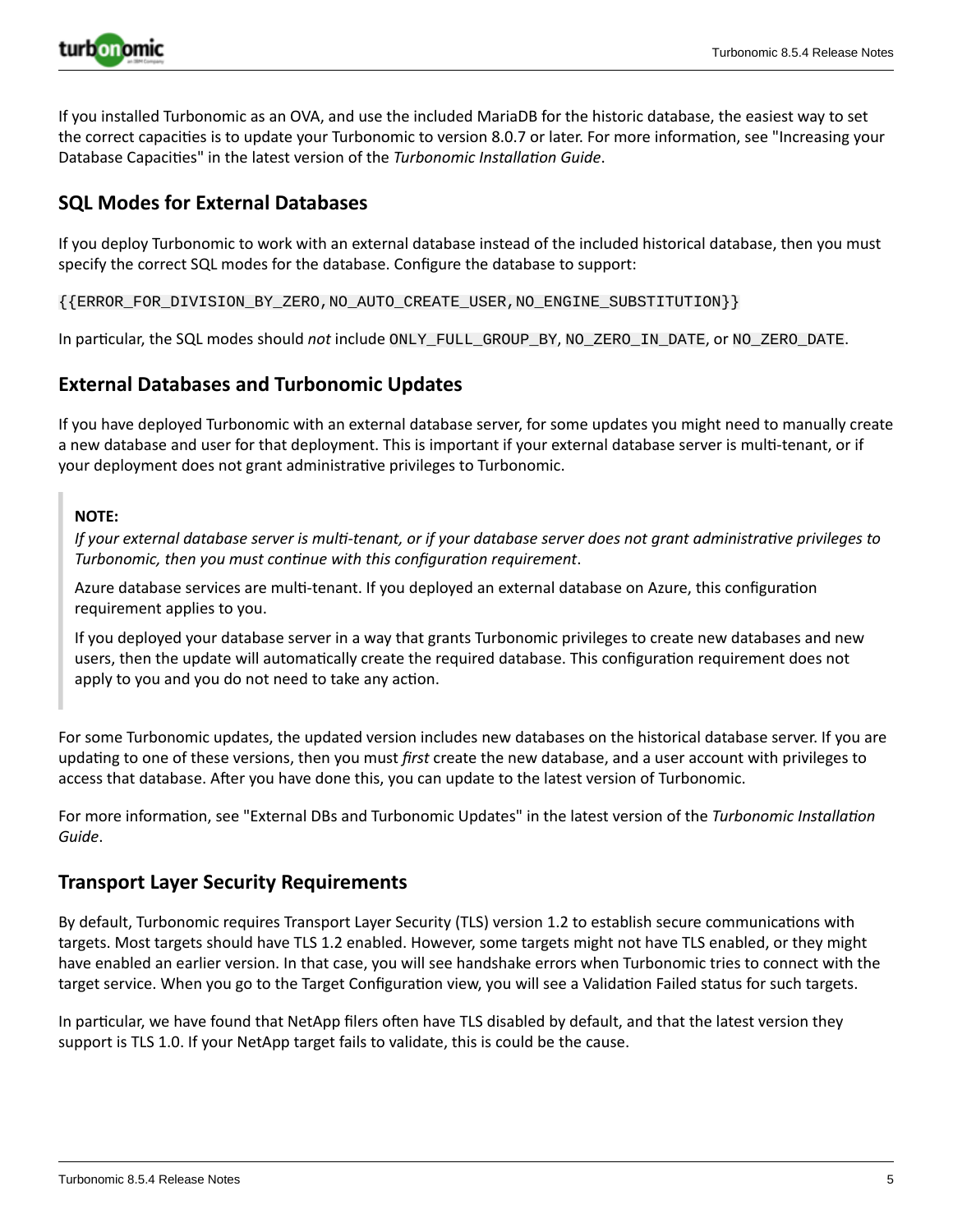If you installed Turbonomic as an OVA, and use the included MariaDB for the historic database, the easiest way to set the correct capacities is to update your Turbonomic to version 8.0.7 or later. For more information, see "Increasing your Database Capacities" in the latest version of the *Turbonomic Installation Guide*.

## SQL Modes for External Databases

If you deploy Turbonomic to work with an external database instead of the included historical database, then you must specify the correct SQL modes for the database. Configure the database to support:

```
{{ERROR_FOR_DIVISION_BY_ZERO,NO_AUTO_CREATE_USER,NO_ENGINE_SUBSTITUTION}}
```

In particular, the SQL modes should *not* include `ONLY_FULL_GROUP_BY`, `NO_ZERO_IN_DATE`, or `NO_ZERO_DATE`.

## External Databases and Turbonomic Updates

If you have deployed Turbonomic with an external database server, for some updates you might need to manually create a new database and user for that deployment. This is important if your external database server is multi-tenant, or if your deployment does not grant administrative privileges to Turbonomic.

> **NOTE:**
> *If your external database server is multi-tenant, or if your database server does not grant administrative privileges to Turbonomic, then you must continue with this configuration requirement*.
>
> Azure database services are multi-tenant. If you deployed an external database on Azure, this configuration requirement applies to you.
>
> If you deployed your database server in a way that grants Turbonomic privileges to create new databases and new users, then the update will automatically create the required database. This configuration requirement does not apply to you and you do not need to take any action.

For some Turbonomic updates, the updated version includes new databases on the historical database server. If you are updating to one of these versions, then you must *first* create the new database, and a user account with privileges to access that database. After you have done this, you can update to the latest version of Turbonomic.

For more information, see "External DBs and Turbonomic Updates" in the latest version of the *Turbonomic Installation Guide*.

## Transport Layer Security Requirements

By default, Turbonomic requires Transport Layer Security (TLS) version 1.2 to establish secure communications with targets. Most targets should have TLS 1.2 enabled. However, some targets might not have TLS enabled, or they might have enabled an earlier version. In that case, you will see handshake errors when Turbonomic tries to connect with the target service. When you go to the Target Configuration view, you will see a Validation Failed status for such targets.

In particular, we have found that NetApp filers often have TLS disabled by default, and that the latest version they support is TLS 1.0. If your NetApp target fails to validate, this is could be the cause.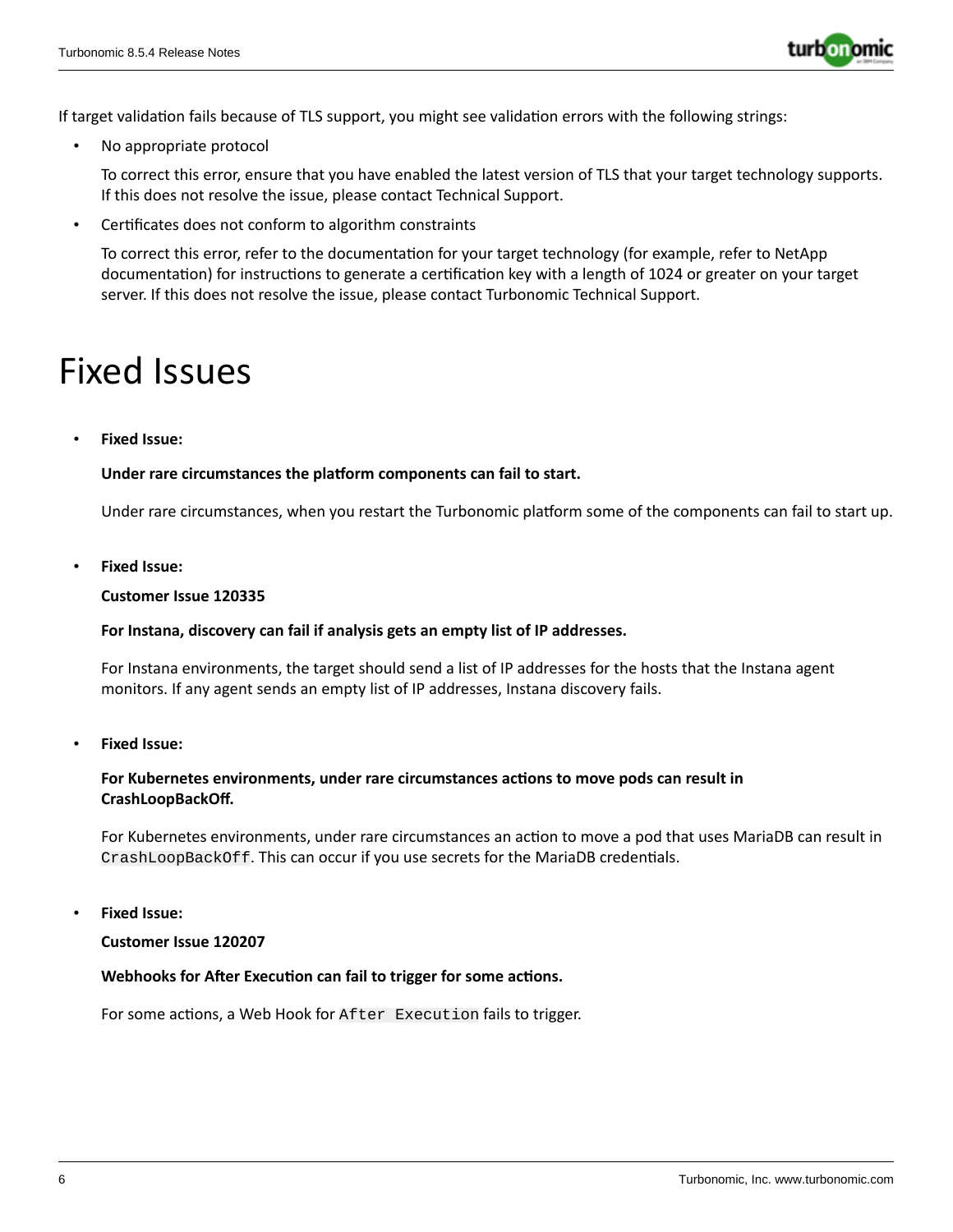If target validation fails because of TLS support, you might see validation errors with the following strings:

- No appropriate protocol

  To correct this error, ensure that you have enabled the latest version of TLS that your target technology supports. If this does not resolve the issue, please contact Technical Support.

- Certificates does not conform to algorithm constraints

  To correct this error, refer to the documentation for your target technology (for example, refer to NetApp documentation) for instructions to generate a certification key with a length of 1024 or greater on your target server. If this does not resolve the issue, please contact Turbonomic Technical Support.

# Fixed Issues

- **Fixed Issue:**

  **Under rare circumstances the platform components can fail to start.**

  Under rare circumstances, when you restart the Turbonomic platform some of the components can fail to start up.

- **Fixed Issue:**

  **Customer Issue 120335**

  **For Instana, discovery can fail if analysis gets an empty list of IP addresses.**

  For Instana environments, the target should send a list of IP addresses for the hosts that the Instana agent monitors. If any agent sends an empty list of IP addresses, Instana discovery fails.

- **Fixed Issue:**

  **For Kubernetes environments, under rare circumstances actions to move pods can result in CrashLoopBackOff.**

  For Kubernetes environments, under rare circumstances an action to move a pod that uses MariaDB can result in `CrashLoopBackOff`. This can occur if you use secrets for the MariaDB credentials.

- **Fixed Issue:**

  **Customer Issue 120207**

  **Webhooks for After Execution can fail to trigger for some actions.**

  For some actions, a Web Hook for `After Execution` fails to trigger.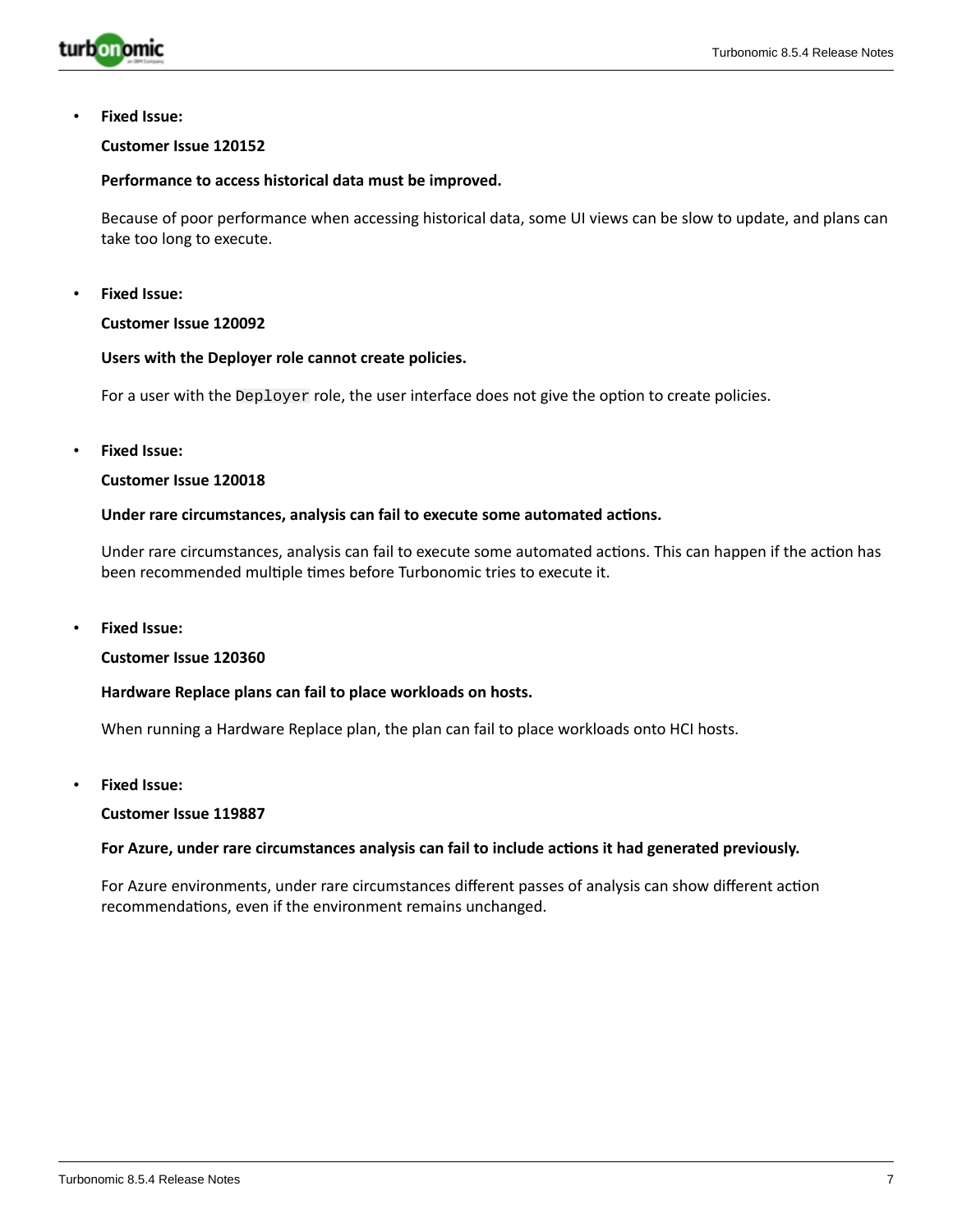- **Fixed Issue:**

  **Customer Issue 120152**

  **Performance to access historical data must be improved.**

  Because of poor performance when accessing historical data, some UI views can be slow to update, and plans can take too long to execute.

- **Fixed Issue:**

  **Customer Issue 120092**

  **Users with the Deployer role cannot create policies.**

  For a user with the `Deployer` role, the user interface does not give the option to create policies.

- **Fixed Issue:**

  **Customer Issue 120018**

  **Under rare circumstances, analysis can fail to execute some automated actions.**

  Under rare circumstances, analysis can fail to execute some automated actions. This can happen if the action has been recommended multiple times before Turbonomic tries to execute it.

- **Fixed Issue:**

  **Customer Issue 120360**

  **Hardware Replace plans can fail to place workloads on hosts.**

  When running a Hardware Replace plan, the plan can fail to place workloads onto HCI hosts.

- **Fixed Issue:**

  **Customer Issue 119887**

  **For Azure, under rare circumstances analysis can fail to include actions it had generated previously.**

  For Azure environments, under rare circumstances different passes of analysis can show different action recommendations, even if the environment remains unchanged.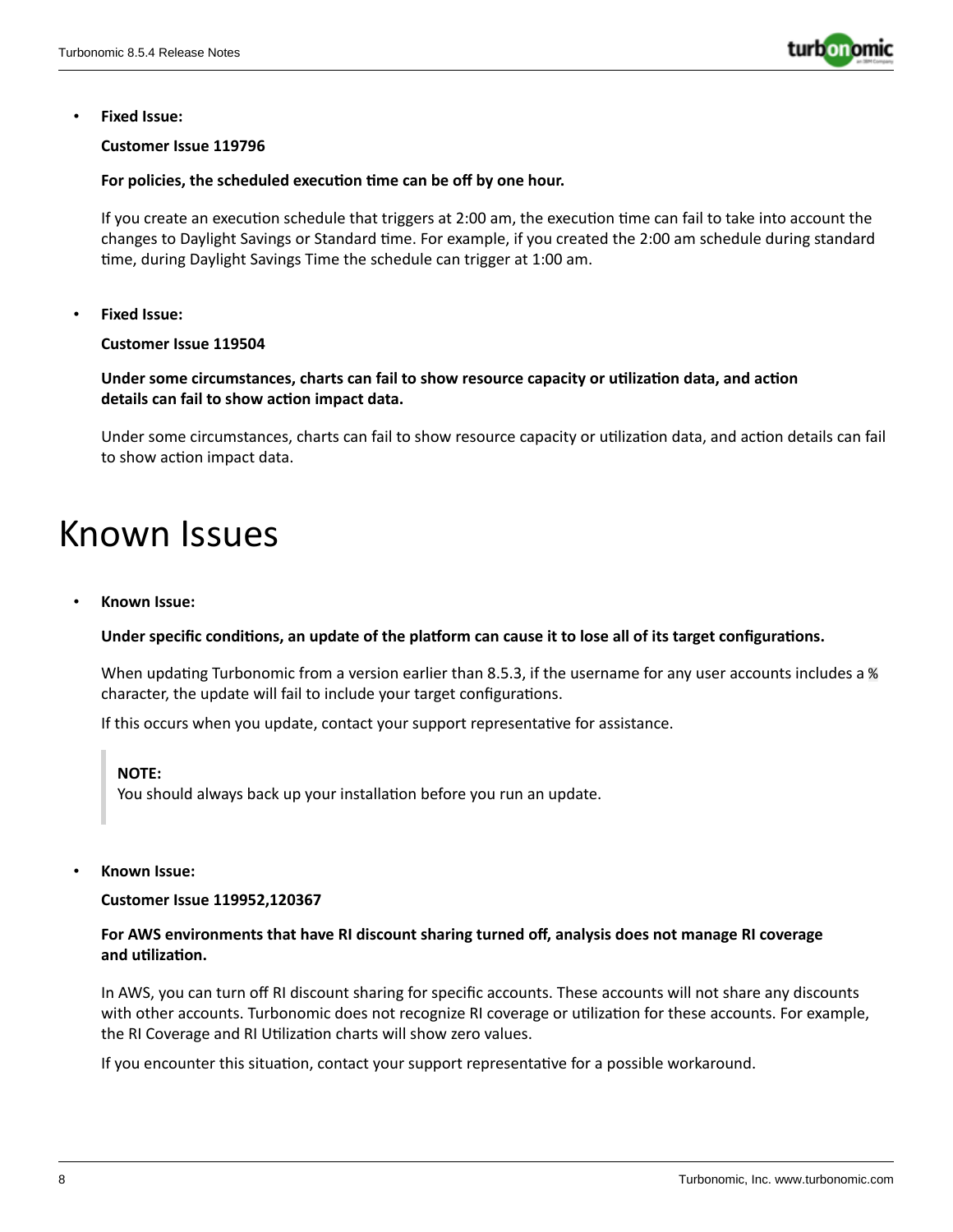- **Fixed Issue:**

  **Customer Issue 119796**

  **For policies, the scheduled execution time can be off by one hour.**

  If you create an execution schedule that triggers at 2:00 am, the execution time can fail to take into account the changes to Daylight Savings or Standard time. For example, if you created the 2:00 am schedule during standard time, during Daylight Savings Time the schedule can trigger at 1:00 am.

- **Fixed Issue:**

  **Customer Issue 119504**

  **Under some circumstances, charts can fail to show resource capacity or utilization data, and action details can fail to show action impact data.**

  Under some circumstances, charts can fail to show resource capacity or utilization data, and action details can fail to show action impact data.

# Known Issues

- **Known Issue:**

  **Under specific conditions, an update of the platform can cause it to lose all of its target configurations.**

  When updating Turbonomic from a version earlier than 8.5.3, if the username for any user accounts includes a `%` character, the update will fail to include your target configurations.

  If this occurs when you update, contact your support representative for assistance.

  > **NOTE:**
  > You should always back up your installation before you run an update.

- **Known Issue:**

  **Customer Issue 119952,120367**

  **For AWS environments that have RI discount sharing turned off, analysis does not manage RI coverage and utilization.**

  In AWS, you can turn off RI discount sharing for specific accounts. These accounts will not share any discounts with other accounts. Turbonomic does not recognize RI coverage or utilization for these accounts. For example, the RI Coverage and RI Utilization charts will show zero values.

  If you encounter this situation, contact your support representative for a possible workaround.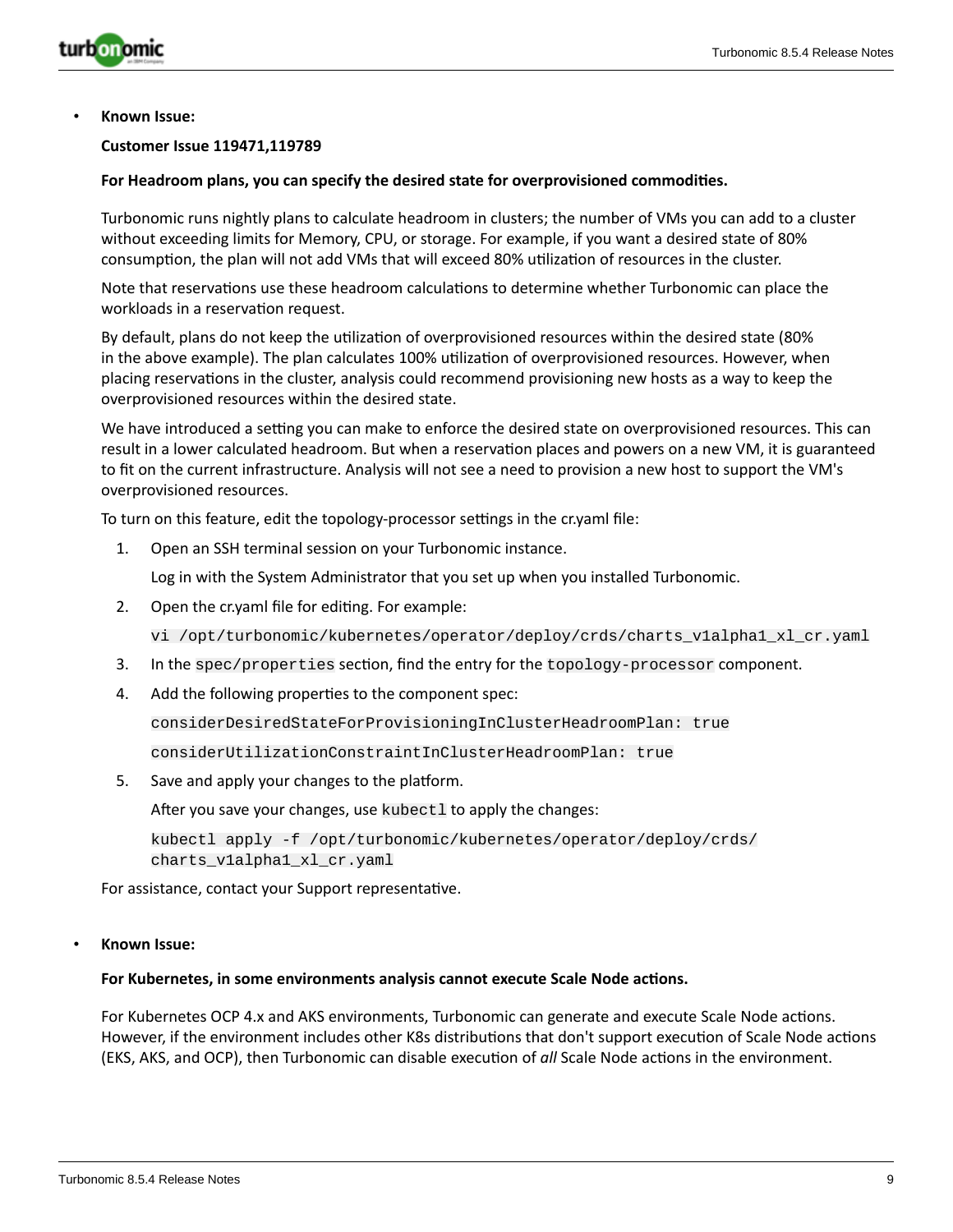- **Known Issue:**

  **Customer Issue 119471,119789**

  **For Headroom plans, you can specify the desired state for overprovisioned commodities.**

  Turbonomic runs nightly plans to calculate headroom in clusters; the number of VMs you can add to a cluster without exceeding limits for Memory, CPU, or storage. For example, if you want a desired state of 80% consumption, the plan will not add VMs that will exceed 80% utilization of resources in the cluster.

  Note that reservations use these headroom calculations to determine whether Turbonomic can place the workloads in a reservation request.

  By default, plans do not keep the utilization of overprovisioned resources within the desired state (80% in the above example). The plan calculates 100% utilization of overprovisioned resources. However, when placing reservations in the cluster, analysis could recommend provisioning new hosts as a way to keep the overprovisioned resources within the desired state.

  We have introduced a setting you can make to enforce the desired state on overprovisioned resources. This can result in a lower calculated headroom. But when a reservation places and powers on a new VM, it is guaranteed to fit on the current infrastructure. Analysis will not see a need to provision a new host to support the VM's overprovisioned resources.

  To turn on this feature, edit the topology-processor settings in the cr.yaml file:

  1. Open an SSH terminal session on your Turbonomic instance.

     Log in with the System Administrator that you set up when you installed Turbonomic.

  2. Open the cr.yaml file for editing. For example:

     ```
     vi /opt/turbonomic/kubernetes/operator/deploy/crds/charts_v1alpha1_xl_cr.yaml
     ```

  3. In the `spec/properties` section, find the entry for the `topology-processor` component.

  4. Add the following properties to the component spec:

     ```
     considerDesiredStateForProvisioningInClusterHeadroomPlan: true
     ```

     ```
     considerUtilizationConstraintInClusterHeadroomPlan: true
     ```

  5. Save and apply your changes to the platform.

     After you save your changes, use `kubectl` to apply the changes:

     ```
     kubectl apply -f /opt/turbonomic/kubernetes/operator/deploy/crds/
     charts_v1alpha1_xl_cr.yaml
     ```

  For assistance, contact your Support representative.

- **Known Issue:**

  **For Kubernetes, in some environments analysis cannot execute Scale Node actions.**

  For Kubernetes OCP 4.x and AKS environments, Turbonomic can generate and execute Scale Node actions. However, if the environment includes other K8s distributions that don't support execution of Scale Node actions (EKS, AKS, and OCP), then Turbonomic can disable execution of *all* Scale Node actions in the environment.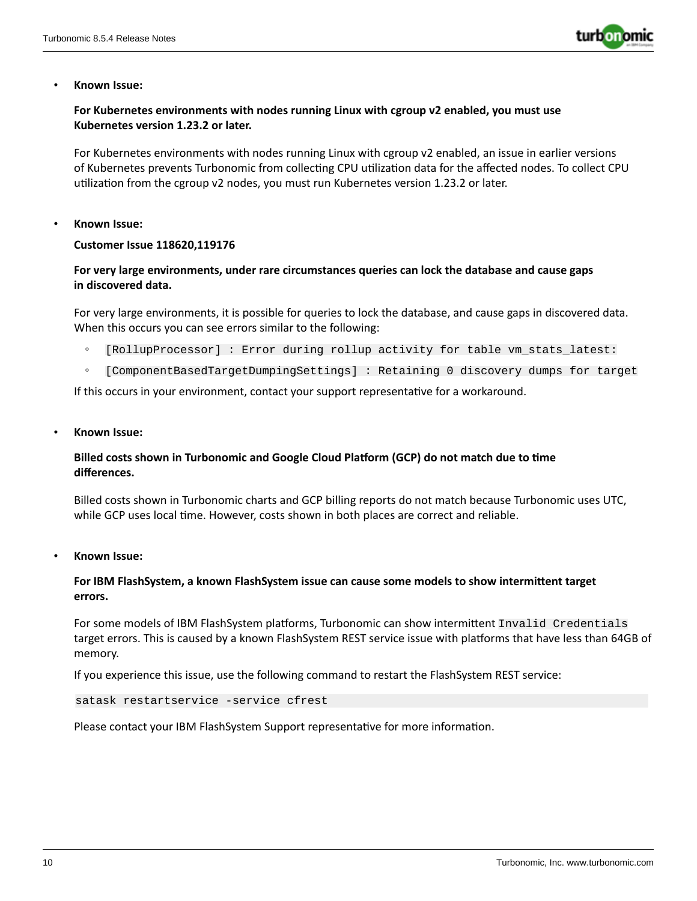- **Known Issue:**

  **For Kubernetes environments with nodes running Linux with cgroup v2 enabled, you must use Kubernetes version 1.23.2 or later.**

  For Kubernetes environments with nodes running Linux with cgroup v2 enabled, an issue in earlier versions of Kubernetes prevents Turbonomic from collecting CPU utilization data for the affected nodes. To collect CPU utilization from the cgroup v2 nodes, you must run Kubernetes version 1.23.2 or later.

- **Known Issue:**

  **Customer Issue 118620,119176**

  **For very large environments, under rare circumstances queries can lock the database and cause gaps in discovered data.**

  For very large environments, it is possible for queries to lock the database, and cause gaps in discovered data. When this occurs you can see errors similar to the following:

  - `[RollupProcessor] : Error during rollup activity for table vm_stats_latest:`
  - `[ComponentBasedTargetDumpingSettings] : Retaining 0 discovery dumps for target`

  If this occurs in your environment, contact your support representative for a workaround.

- **Known Issue:**

  **Billed costs shown in Turbonomic and Google Cloud Platform (GCP) do not match due to time differences.**

  Billed costs shown in Turbonomic charts and GCP billing reports do not match because Turbonomic uses UTC, while GCP uses local time. However, costs shown in both places are correct and reliable.

- **Known Issue:**

  **For IBM FlashSystem, a known FlashSystem issue can cause some models to show intermittent target errors.**

  For some models of IBM FlashSystem platforms, Turbonomic can show intermittent `Invalid Credentials` target errors. This is caused by a known FlashSystem REST service issue with platforms that have less than 64GB of memory.

  If you experience this issue, use the following command to restart the FlashSystem REST service:

  ```
  satask restartservice -service cfrest
  ```

  Please contact your IBM FlashSystem Support representative for more information.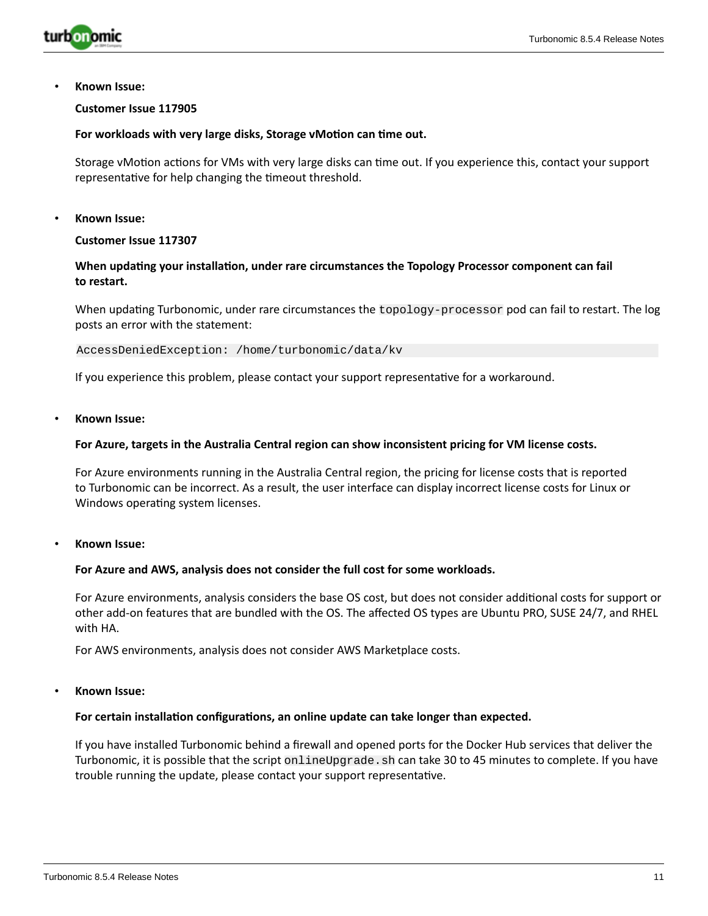- **Known Issue:**

  **Customer Issue 117905**

  **For workloads with very large disks, Storage vMotion can time out.**

  Storage vMotion actions for VMs with very large disks can time out. If you experience this, contact your support representative for help changing the timeout threshold.

- **Known Issue:**

  **Customer Issue 117307**

  **When updating your installation, under rare circumstances the Topology Processor component can fail to restart.**

  When updating Turbonomic, under rare circumstances the `topology-processor` pod can fail to restart. The log posts an error with the statement:

  ```
  AccessDeniedException: /home/turbonomic/data/kv
  ```

  If you experience this problem, please contact your support representative for a workaround.

- **Known Issue:**

  **For Azure, targets in the Australia Central region can show inconsistent pricing for VM license costs.**

  For Azure environments running in the Australia Central region, the pricing for license costs that is reported to Turbonomic can be incorrect. As a result, the user interface can display incorrect license costs for Linux or Windows operating system licenses.

- **Known Issue:**

  **For Azure and AWS, analysis does not consider the full cost for some workloads.**

  For Azure environments, analysis considers the base OS cost, but does not consider additional costs for support or other add-on features that are bundled with the OS. The affected OS types are Ubuntu PRO, SUSE 24/7, and RHEL with HA.

  For AWS environments, analysis does not consider AWS Marketplace costs.

- **Known Issue:**

  **For certain installation configurations, an online update can take longer than expected.**

  If you have installed Turbonomic behind a firewall and opened ports for the Docker Hub services that deliver the Turbonomic, it is possible that the script `onlineUpgrade.sh` can take 30 to 45 minutes to complete. If you have trouble running the update, please contact your support representative.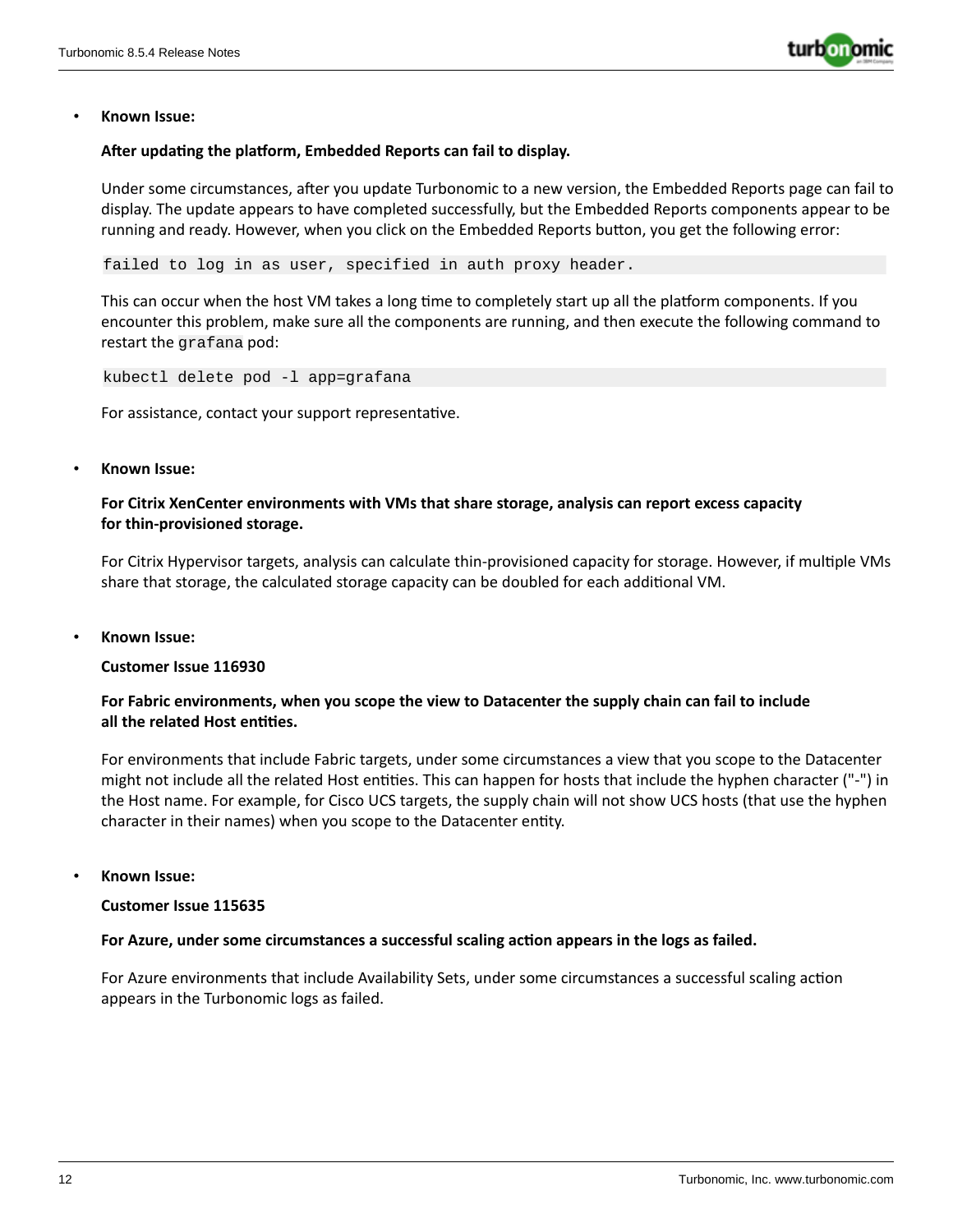- **Known Issue:**

  **After updating the platform, Embedded Reports can fail to display.**

  Under some circumstances, after you update Turbonomic to a new version, the Embedded Reports page can fail to display. The update appears to have completed successfully, but the Embedded Reports components appear to be running and ready. However, when you click on the Embedded Reports button, you get the following error:

  ```
  failed to log in as user, specified in auth proxy header.
  ```

  This can occur when the host VM takes a long time to completely start up all the platform components. If you encounter this problem, make sure all the components are running, and then execute the following command to restart the `grafana` pod:

  ```
  kubectl delete pod -l app=grafana
  ```

  For assistance, contact your support representative.

- **Known Issue:**

  **For Citrix XenCenter environments with VMs that share storage, analysis can report excess capacity for thin-provisioned storage.**

  For Citrix Hypervisor targets, analysis can calculate thin-provisioned capacity for storage. However, if multiple VMs share that storage, the calculated storage capacity can be doubled for each additional VM.

- **Known Issue:**

  **Customer Issue 116930**

  **For Fabric environments, when you scope the view to Datacenter the supply chain can fail to include all the related Host entities.**

  For environments that include Fabric targets, under some circumstances a view that you scope to the Datacenter might not include all the related Host entities. This can happen for hosts that include the hyphen character ("-") in the Host name. For example, for Cisco UCS targets, the supply chain will not show UCS hosts (that use the hyphen character in their names) when you scope to the Datacenter entity.

- **Known Issue:**

  **Customer Issue 115635**

  **For Azure, under some circumstances a successful scaling action appears in the logs as failed.**

  For Azure environments that include Availability Sets, under some circumstances a successful scaling action appears in the Turbonomic logs as failed.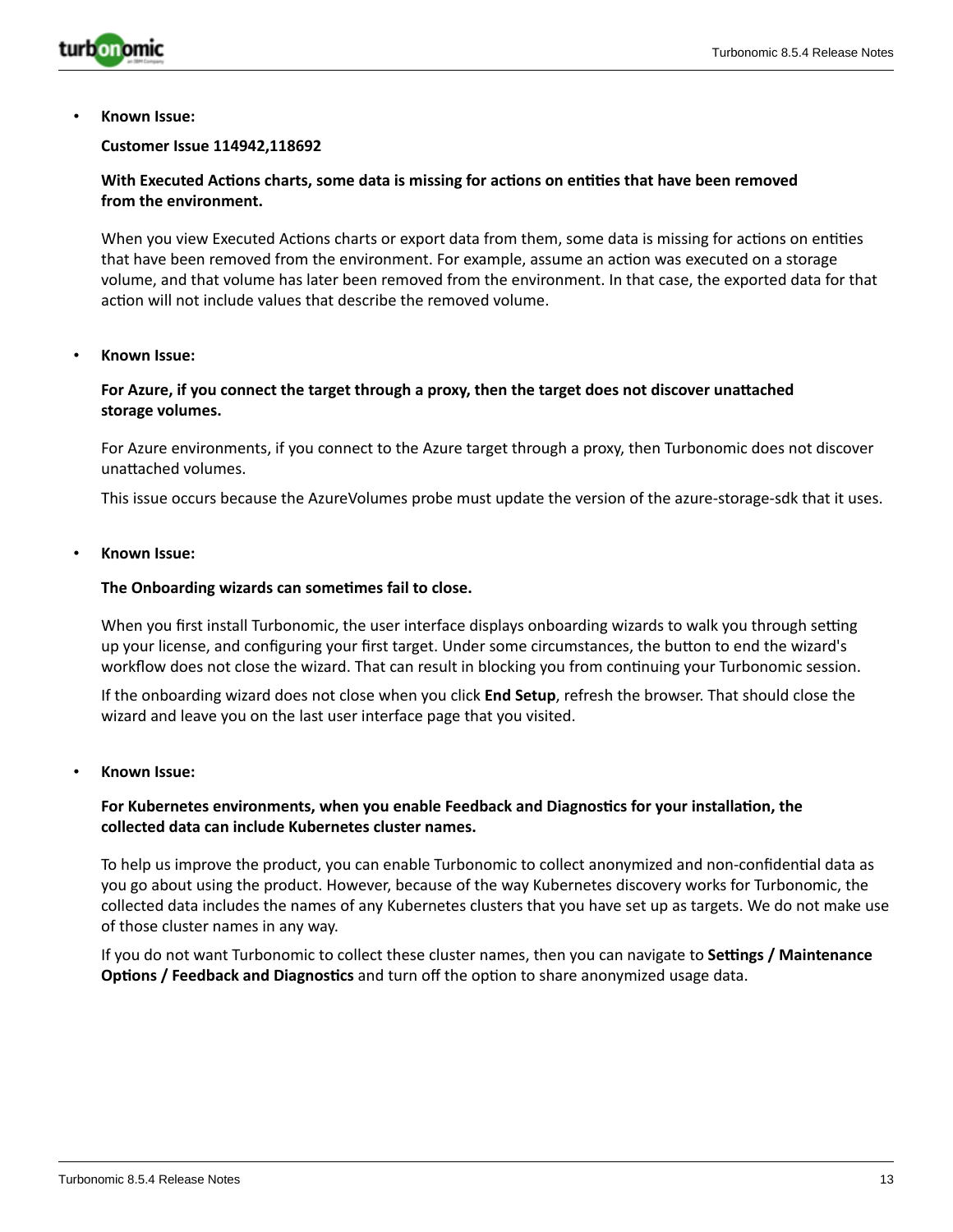- **Known Issue:**

  **Customer Issue 114942,118692**

  **With Executed Actions charts, some data is missing for actions on entities that have been removed from the environment.**

  When you view Executed Actions charts or export data from them, some data is missing for actions on entities that have been removed from the environment. For example, assume an action was executed on a storage volume, and that volume has later been removed from the environment. In that case, the exported data for that action will not include values that describe the removed volume.

- **Known Issue:**

  **For Azure, if you connect the target through a proxy, then the target does not discover unattached storage volumes.**

  For Azure environments, if you connect to the Azure target through a proxy, then Turbonomic does not discover unattached volumes.

  This issue occurs because the AzureVolumes probe must update the version of the azure-storage-sdk that it uses.

- **Known Issue:**

  **The Onboarding wizards can sometimes fail to close.**

  When you first install Turbonomic, the user interface displays onboarding wizards to walk you through setting up your license, and configuring your first target. Under some circumstances, the button to end the wizard's workflow does not close the wizard. That can result in blocking you from continuing your Turbonomic session.

  If the onboarding wizard does not close when you click **End Setup**, refresh the browser. That should close the wizard and leave you on the last user interface page that you visited.

- **Known Issue:**

  **For Kubernetes environments, when you enable Feedback and Diagnostics for your installation, the collected data can include Kubernetes cluster names.**

  To help us improve the product, you can enable Turbonomic to collect anonymized and non-confidential data as you go about using the product. However, because of the way Kubernetes discovery works for Turbonomic, the collected data includes the names of any Kubernetes clusters that you have set up as targets. We do not make use of those cluster names in any way.

  If you do not want Turbonomic to collect these cluster names, then you can navigate to **Settings / Maintenance Options / Feedback and Diagnostics** and turn off the option to share anonymized usage data.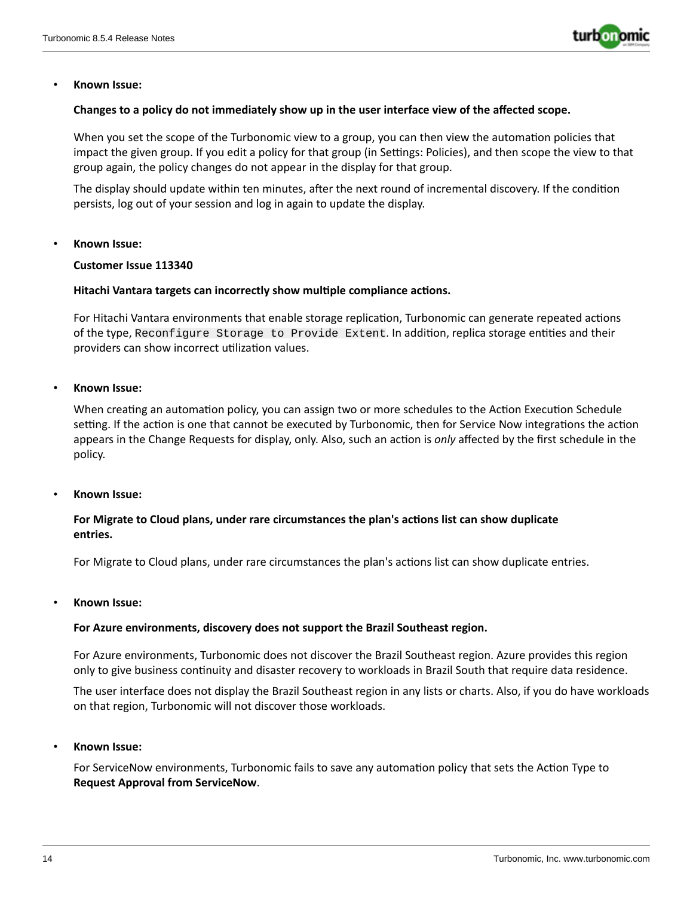- **Known Issue:**

  **Changes to a policy do not immediately show up in the user interface view of the affected scope.**

  When you set the scope of the Turbonomic view to a group, you can then view the automation policies that impact the given group. If you edit a policy for that group (in Settings: Policies), and then scope the view to that group again, the policy changes do not appear in the display for that group.

  The display should update within ten minutes, after the next round of incremental discovery. If the condition persists, log out of your session and log in again to update the display.

- **Known Issue:**

  **Customer Issue 113340**

  **Hitachi Vantara targets can incorrectly show multiple compliance actions.**

  For Hitachi Vantara environments that enable storage replication, Turbonomic can generate repeated actions of the type, `Reconfigure Storage to Provide Extent`. In addition, replica storage entities and their providers can show incorrect utilization values.

- **Known Issue:**

  When creating an automation policy, you can assign two or more schedules to the Action Execution Schedule setting. If the action is one that cannot be executed by Turbonomic, then for Service Now integrations the action appears in the Change Requests for display, only. Also, such an action is *only* affected by the first schedule in the policy.

- **Known Issue:**

  **For Migrate to Cloud plans, under rare circumstances the plan's actions list can show duplicate entries.**

  For Migrate to Cloud plans, under rare circumstances the plan's actions list can show duplicate entries.

- **Known Issue:**

  **For Azure environments, discovery does not support the Brazil Southeast region.**

  For Azure environments, Turbonomic does not discover the Brazil Southeast region. Azure provides this region only to give business continuity and disaster recovery to workloads in Brazil South that require data residence.

  The user interface does not display the Brazil Southeast region in any lists or charts. Also, if you do have workloads on that region, Turbonomic will not discover those workloads.

- **Known Issue:**

  For ServiceNow environments, Turbonomic fails to save any automation policy that sets the Action Type to **Request Approval from ServiceNow**.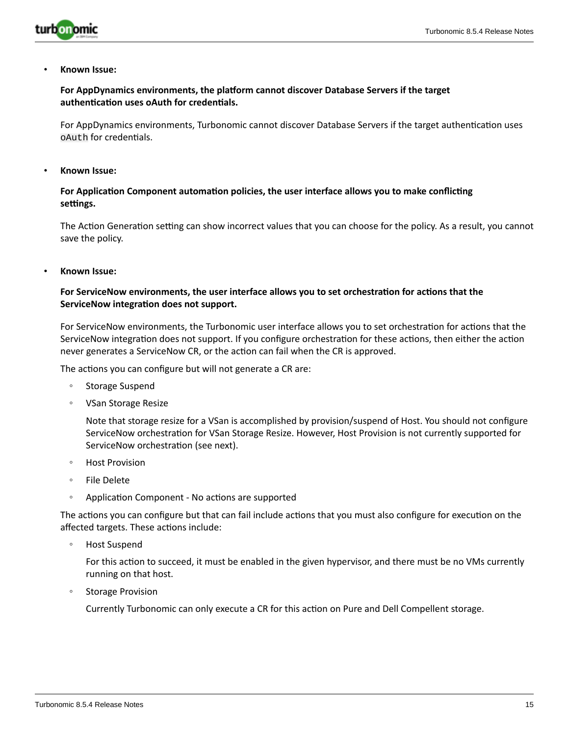- **Known Issue:**

  **For AppDynamics environments, the platform cannot discover Database Servers if the target authentication uses oAuth for credentials.**

  For AppDynamics environments, Turbonomic cannot discover Database Servers if the target authentication uses `oAuth` for credentials.

- **Known Issue:**

  **For Application Component automation policies, the user interface allows you to make conflicting settings.**

  The Action Generation setting can show incorrect values that you can choose for the policy. As a result, you cannot save the policy.

- **Known Issue:**

  **For ServiceNow environments, the user interface allows you to set orchestration for actions that the ServiceNow integration does not support.**

  For ServiceNow environments, the Turbonomic user interface allows you to set orchestration for actions that the ServiceNow integration does not support. If you configure orchestration for these actions, then either the action never generates a ServiceNow CR, or the action can fail when the CR is approved.

  The actions you can configure but will not generate a CR are:

  - Storage Suspend
  - VSan Storage Resize

    Note that storage resize for a VSan is accomplished by provision/suspend of Host. You should not configure ServiceNow orchestration for VSan Storage Resize. However, Host Provision is not currently supported for ServiceNow orchestration (see next).
  - Host Provision
  - File Delete
  - Application Component - No actions are supported

  The actions you can configure but that can fail include actions that you must also configure for execution on the affected targets. These actions include:

  - Host Suspend

    For this action to succeed, it must be enabled in the given hypervisor, and there must be no VMs currently running on that host.
  - Storage Provision

    Currently Turbonomic can only execute a CR for this action on Pure and Dell Compellent storage.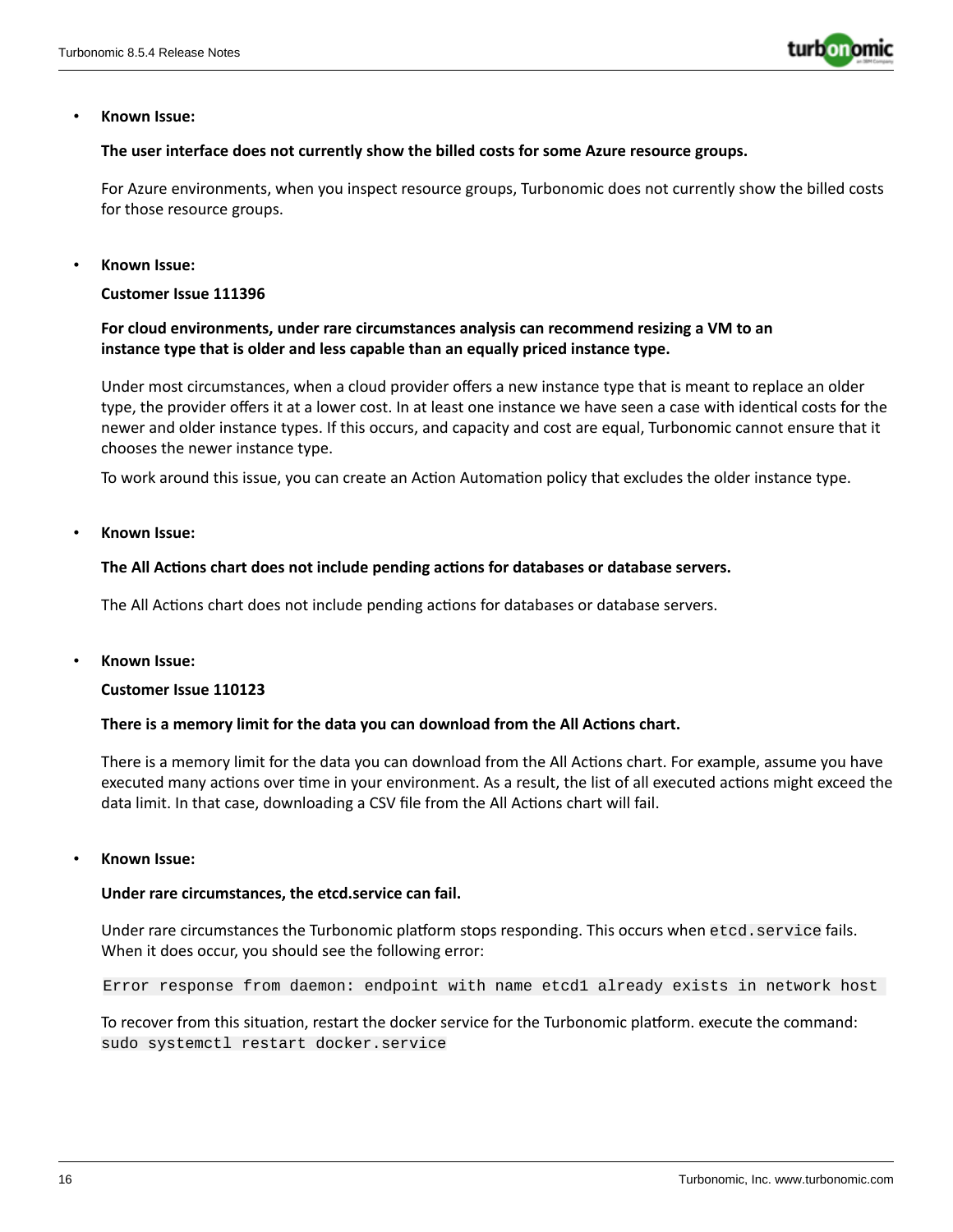- **Known Issue:**

  **The user interface does not currently show the billed costs for some Azure resource groups.**

  For Azure environments, when you inspect resource groups, Turbonomic does not currently show the billed costs for those resource groups.

- **Known Issue:**

  **Customer Issue 111396**

  **For cloud environments, under rare circumstances analysis can recommend resizing a VM to an instance type that is older and less capable than an equally priced instance type.**

  Under most circumstances, when a cloud provider offers a new instance type that is meant to replace an older type, the provider offers it at a lower cost. In at least one instance we have seen a case with identical costs for the newer and older instance types. If this occurs, and capacity and cost are equal, Turbonomic cannot ensure that it chooses the newer instance type.

  To work around this issue, you can create an Action Automation policy that excludes the older instance type.

- **Known Issue:**

  **The All Actions chart does not include pending actions for databases or database servers.**

  The All Actions chart does not include pending actions for databases or database servers.

- **Known Issue:**

  **Customer Issue 110123**

  **There is a memory limit for the data you can download from the All Actions chart.**

  There is a memory limit for the data you can download from the All Actions chart. For example, assume you have executed many actions over time in your environment. As a result, the list of all executed actions might exceed the data limit. In that case, downloading a CSV file from the All Actions chart will fail.

- **Known Issue:**

  **Under rare circumstances, the etcd.service can fail.**

  Under rare circumstances the Turbonomic platform stops responding. This occurs when `etcd.service` fails. When it does occur, you should see the following error:

  ```
  Error response from daemon: endpoint with name etcd1 already exists in network host
  ```

  To recover from this situation, restart the docker service for the Turbonomic platform. execute the command: `sudo systemctl restart docker.service`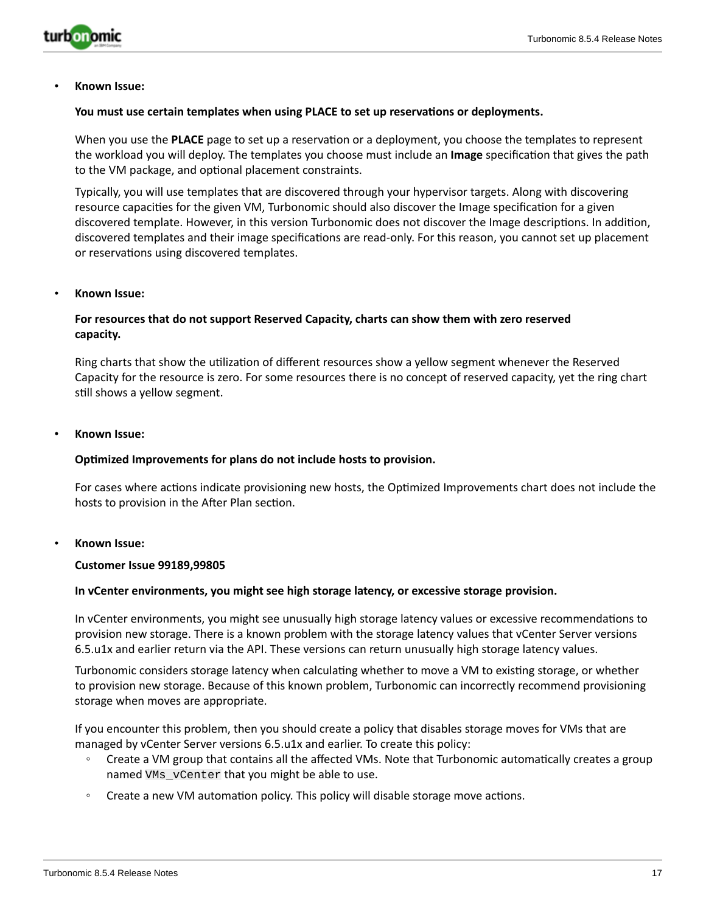- **Known Issue:**

  **You must use certain templates when using PLACE to set up reservations or deployments.**

  When you use the **PLACE** page to set up a reservation or a deployment, you choose the templates to represent the workload you will deploy. The templates you choose must include an **Image** specification that gives the path to the VM package, and optional placement constraints.

  Typically, you will use templates that are discovered through your hypervisor targets. Along with discovering resource capacities for the given VM, Turbonomic should also discover the Image specification for a given discovered template. However, in this version Turbonomic does not discover the Image descriptions. In addition, discovered templates and their image specifications are read-only. For this reason, you cannot set up placement or reservations using discovered templates.

- **Known Issue:**

  **For resources that do not support Reserved Capacity, charts can show them with zero reserved capacity.**

  Ring charts that show the utilization of different resources show a yellow segment whenever the Reserved Capacity for the resource is zero. For some resources there is no concept of reserved capacity, yet the ring chart still shows a yellow segment.

- **Known Issue:**

  **Optimized Improvements for plans do not include hosts to provision.**

  For cases where actions indicate provisioning new hosts, the Optimized Improvements chart does not include the hosts to provision in the After Plan section.

- **Known Issue:**

  **Customer Issue 99189,99805**

  **In vCenter environments, you might see high storage latency, or excessive storage provision.**

  In vCenter environments, you might see unusually high storage latency values or excessive recommendations to provision new storage. There is a known problem with the storage latency values that vCenter Server versions 6.5.u1x and earlier return via the API. These versions can return unusually high storage latency values.

  Turbonomic considers storage latency when calculating whether to move a VM to existing storage, or whether to provision new storage. Because of this known problem, Turbonomic can incorrectly recommend provisioning storage when moves are appropriate.

  If you encounter this problem, then you should create a policy that disables storage moves for VMs that are managed by vCenter Server versions 6.5.u1x and earlier. To create this policy:

  - Create a VM group that contains all the affected VMs. Note that Turbonomic automatically creates a group named `VMs_vCenter` that you might be able to use.
  - Create a new VM automation policy. This policy will disable storage move actions.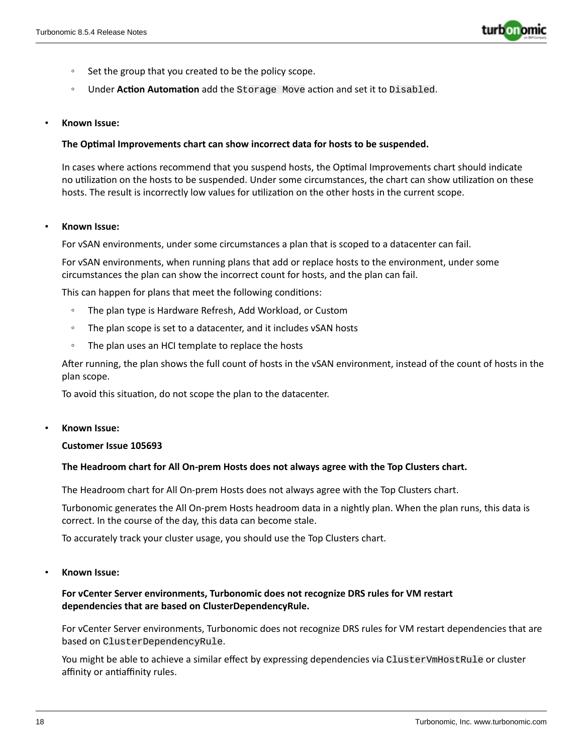- Set the group that you created to be the policy scope.
   - Under **Action Automation** add the `Storage Move` action and set it to `Disabled`.

- **Known Issue:**

  **The Optimal Improvements chart can show incorrect data for hosts to be suspended.**

  In cases where actions recommend that you suspend hosts, the Optimal Improvements chart should indicate no utilization on the hosts to be suspended. Under some circumstances, the chart can show utilization on these hosts. The result is incorrectly low values for utilization on the other hosts in the current scope.

- **Known Issue:**

  For vSAN environments, under some circumstances a plan that is scoped to a datacenter can fail.

  For vSAN environments, when running plans that add or replace hosts to the environment, under some circumstances the plan can show the incorrect count for hosts, and the plan can fail.

  This can happen for plans that meet the following conditions:

   - The plan type is Hardware Refresh, Add Workload, or Custom
   - The plan scope is set to a datacenter, and it includes vSAN hosts
   - The plan uses an HCI template to replace the hosts

  After running, the plan shows the full count of hosts in the vSAN environment, instead of the count of hosts in the plan scope.

  To avoid this situation, do not scope the plan to the datacenter.

- **Known Issue:**

  **Customer Issue 105693**

  **The Headroom chart for All On-prem Hosts does not always agree with the Top Clusters chart.**

  The Headroom chart for All On-prem Hosts does not always agree with the Top Clusters chart.

  Turbonomic generates the All On-prem Hosts headroom data in a nightly plan. When the plan runs, this data is correct. In the course of the day, this data can become stale.

  To accurately track your cluster usage, you should use the Top Clusters chart.

- **Known Issue:**

  **For vCenter Server environments, Turbonomic does not recognize DRS rules for VM restart dependencies that are based on ClusterDependencyRule.**

  For vCenter Server environments, Turbonomic does not recognize DRS rules for VM restart dependencies that are based on `ClusterDependencyRule`.

  You might be able to achieve a similar effect by expressing dependencies via `ClusterVmHostRule` or cluster affinity or antiaffinity rules.